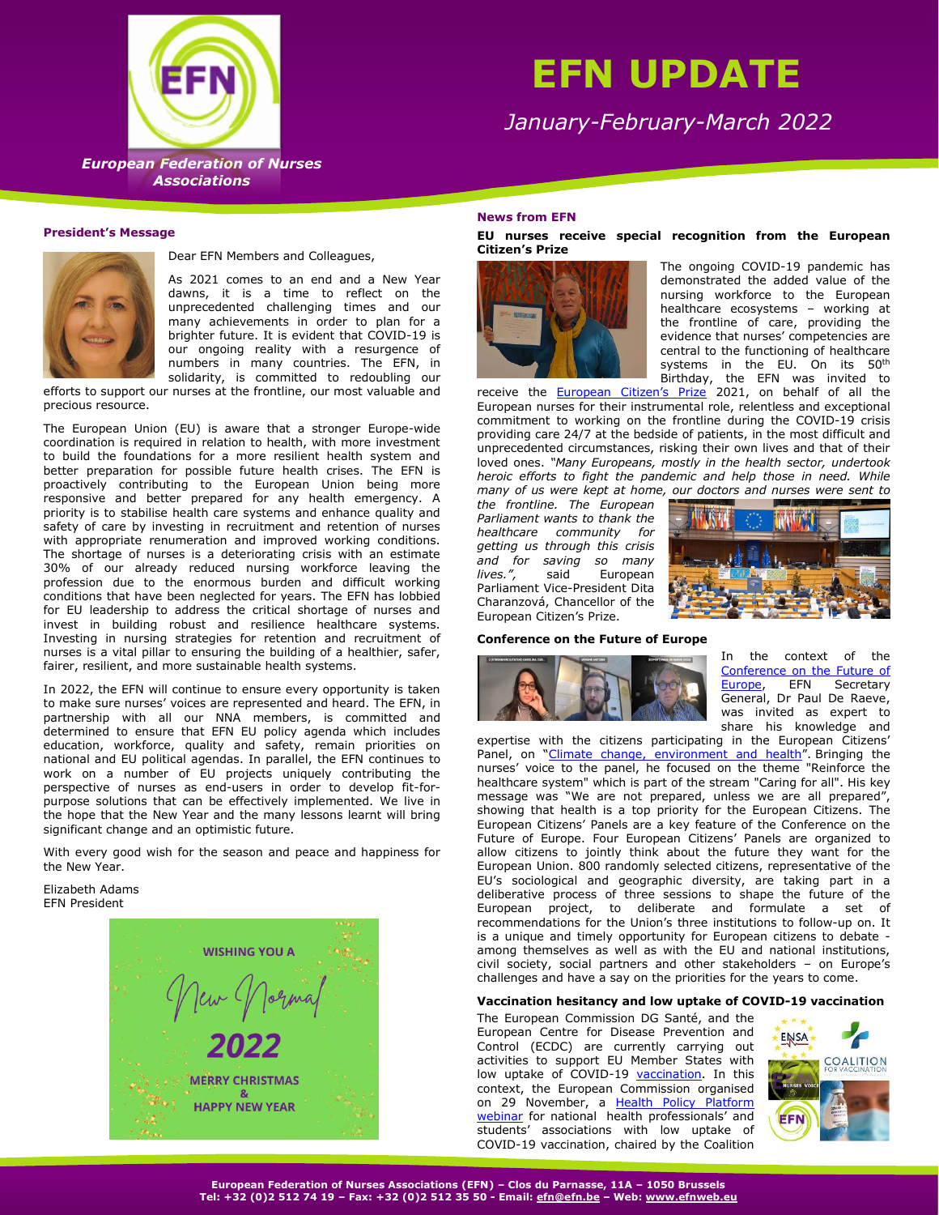# EFN UPDATE

*January-February-March 2022*

***European Federation of Nurses Associations***

## President's Message

Dear EFN Members and Colleagues,

As 2021 comes to an end and a New Year dawns, it is a time to reflect on the unprecedented challenging times and our many achievements in order to plan for a brighter future. It is evident that COVID-19 is our ongoing reality with a resurgence of numbers in many countries. The EFN, in solidarity, is committed to redoubling our efforts to support our nurses at the frontline, our most valuable and precious resource.

The European Union (EU) is aware that a stronger Europe-wide coordination is required in relation to health, with more investment to build the foundations for a more resilient health system and better preparation for possible future health crises. The EFN is proactively contributing to the European Union being more responsive and better prepared for any health emergency. A priority is to stabilise health care systems and enhance quality and safety of care by investing in recruitment and retention of nurses with appropriate renumeration and improved working conditions. The shortage of nurses is a deteriorating crisis with an estimate 30% of our already reduced nursing workforce leaving the profession due to the enormous burden and difficult working conditions that have been neglected for years. The EFN has lobbied for EU leadership to address the critical shortage of nurses and invest in building robust and resilience healthcare systems. Investing in nursing strategies for retention and recruitment of nurses is a vital pillar to ensuring the building of a healthier, safer, fairer, resilient, and more sustainable health systems.

In 2022, the EFN will continue to ensure every opportunity is taken to make sure nurses' voices are represented and heard. The EFN, in partnership with all our NNA members, is committed and determined to ensure that EFN EU policy agenda which includes education, workforce, quality and safety, remain priorities on national and EU political agendas. In parallel, the EFN continues to work on a number of EU projects uniquely contributing the perspective of nurses as end-users in order to develop fit-for-purpose solutions that can be effectively implemented. We live in the hope that the New Year and the many lessons learnt will bring significant change and an optimistic future.

With every good wish for the season and peace and happiness for the New Year.

Elizabeth Adams
EFN President

WISHING YOU A
New Normal
2022
MERRY CHRISTMAS
&
HAPPY NEW YEAR

## News from EFN

### EU nurses receive special recognition from the European Citizen's Prize

The ongoing COVID-19 pandemic has demonstrated the added value of the nursing workforce to the European healthcare ecosystems – working at the frontline of care, providing the evidence that nurses' competencies are central to the functioning of healthcare systems in the EU. On its 50th Birthday, the EFN was invited to receive the [European Citizen's Prize](#) 2021, on behalf of all the European nurses for their instrumental role, relentless and exceptional commitment to working on the frontline during the COVID-19 crisis providing care 24/7 at the bedside of patients, in the most difficult and unprecedented circumstances, risking their own lives and that of their loved ones. *"Many Europeans, mostly in the health sector, undertook heroic efforts to fight the pandemic and help those in need. While many of us were kept at home, our doctors and nurses were sent to the frontline. The European Parliament wants to thank the healthcare community for getting us through this crisis and for saving so many lives.",* said European Parliament Vice-President Dita Charanzová, Chancellor of the European Citizen's Prize.

### Conference on the Future of Europe

In the context of the [Conference on the Future of Europe](#), EFN Secretary General, Dr Paul De Raeve, was invited as expert to share his knowledge and expertise with the citizens participating in the European Citizens' Panel, on "[Climate change, environment and health](#)". Bringing the nurses' voice to the panel, he focused on the theme "Reinforce the healthcare system" which is part of the stream "Caring for all". His key message was "We are not prepared, unless we are all prepared", showing that health is a top priority for the European Citizens. The European Citizens' Panels are a key feature of the Conference on the Future of Europe. Four European Citizens' Panels are organized to allow citizens to jointly think about the future they want for the European Union. 800 randomly selected citizens, representative of the EU's sociological and geographic diversity, are taking part in a deliberative process of three sessions to shape the future of the European project, to deliberate and formulate a set of recommendations for the Union's three institutions to follow-up on. It is a unique and timely opportunity for European citizens to debate - among themselves as well as with the EU and national institutions, civil society, social partners and other stakeholders – on Europe's challenges and have a say on the priorities for the years to come.

### Vaccination hesitancy and low uptake of COVID-19 vaccination

The European Commission DG Santé, and the European Centre for Disease Prevention and Control (ECDC) are currently carrying out activities to support EU Member States with low uptake of COVID-19 [vaccination](#). In this context, the European Commission organised on 29 November, a [Health Policy Platform webinar](#) for national health professionals' and students' associations with low uptake of COVID-19 vaccination, chaired by the Coalition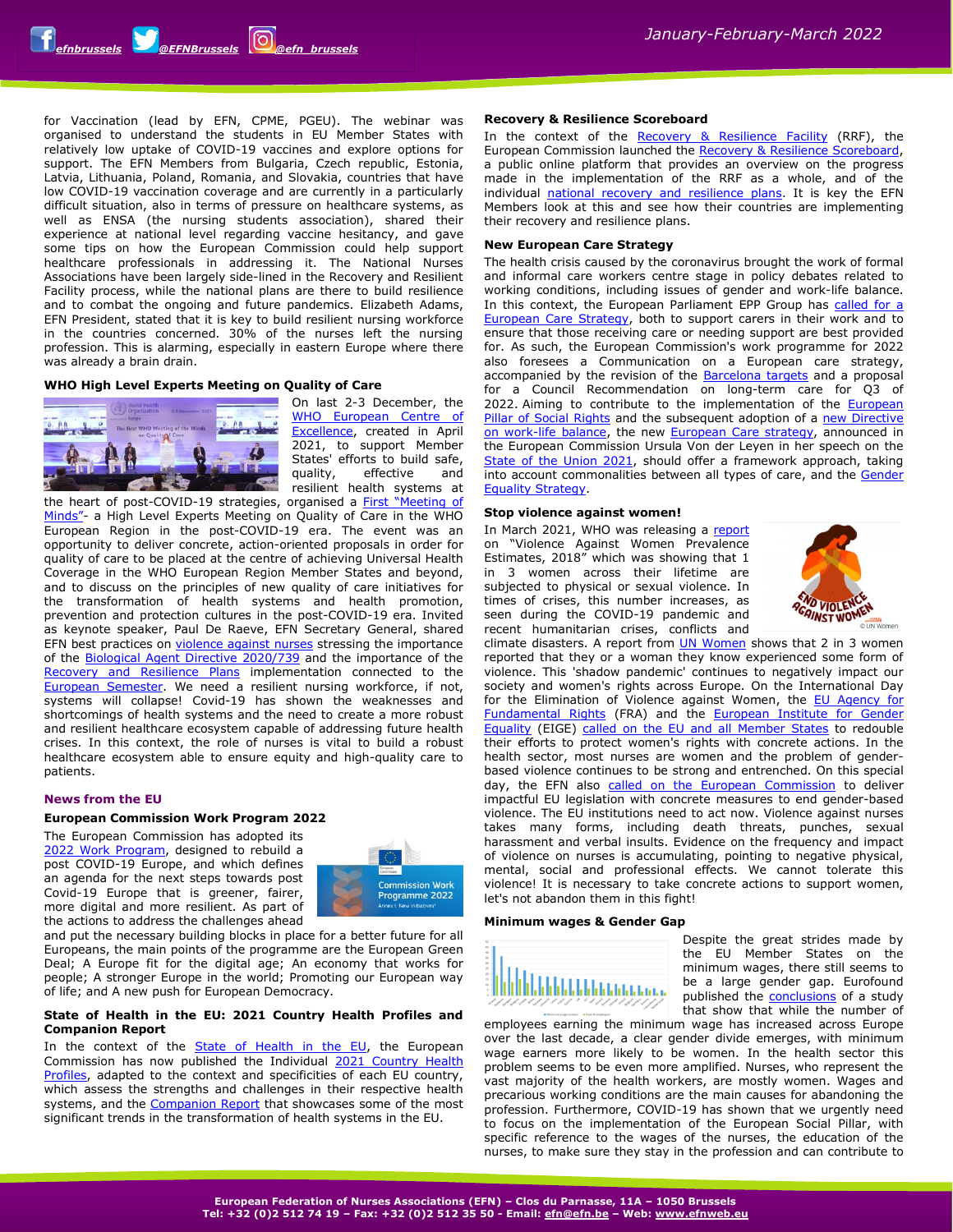for Vaccination (lead by EFN, CPME, PGEU). The webinar was organised to understand the students in EU Member States with relatively low uptake of COVID-19 vaccines and explore options for support. The EFN Members from Bulgaria, Czech republic, Estonia, Latvia, Lithuania, Poland, Romania, and Slovakia, countries that have low COVID-19 vaccination coverage and are currently in a particularly difficult situation, also in terms of pressure on healthcare systems, as well as ENSA (the nursing students association), shared their experience at national level regarding vaccine hesitancy, and gave some tips on how the European Commission could help support healthcare professionals in addressing it. The National Nurses Associations have been largely side-lined in the Recovery and Resilient Facility process, while the national plans are there to build resilience and to combat the ongoing and future pandemics. Elizabeth Adams, EFN President, stated that it is key to build resilient nursing workforce in the countries concerned. 30% of the nurses left the nursing profession. This is alarming, especially in eastern Europe where there was already a brain drain.

### WHO High Level Experts Meeting on Quality of Care

On last 2-3 December, the WHO European Centre of Excellence, created in April 2021, to support Member States' efforts to build safe, quality, effective and resilient health systems at the heart of post-COVID-19 strategies, organised a First "Meeting of Minds"- a High Level Experts Meeting on Quality of Care in the WHO European Region in the post-COVID-19 era. The event was an opportunity to deliver concrete, action-oriented proposals in order for quality of care to be placed at the centre of achieving Universal Health Coverage in the WHO European Region Member States and beyond, and to discuss on the principles of new quality of care initiatives for the transformation of health systems and health promotion, prevention and protection cultures in the post-COVID-19 era. Invited as keynote speaker, Paul De Raeve, EFN Secretary General, shared EFN best practices on violence against nurses stressing the importance of the Biological Agent Directive 2020/739 and the importance of the Recovery and Resilience Plans implementation connected to the European Semester. We need a resilient nursing workforce, if not, systems will collapse! Covid-19 has shown the weaknesses and shortcomings of health systems and the need to create a more robust and resilient healthcare ecosystem capable of addressing future health crises. In this context, the role of nurses is vital to build a robust healthcare ecosystem able to ensure equity and high-quality care to patients.

## News from the EU

### European Commission Work Program 2022

The European Commission has adopted its 2022 Work Program, designed to rebuild a post COVID-19 Europe, and which defines an agenda for the next steps towards post Covid-19 Europe that is greener, fairer, more digital and more resilient. As part of the actions to address the challenges ahead and put the necessary building blocks in place for a better future for all Europeans, the main points of the programme are the European Green Deal; A Europe fit for the digital age; An economy that works for people; A stronger Europe in the world; Promoting our European way of life; and A new push for European Democracy.

### State of Health in the EU: 2021 Country Health Profiles and Companion Report

In the context of the State of Health in the EU, the European Commission has now published the Individual 2021 Country Health Profiles, adapted to the context and specificities of each EU country, which assess the strengths and challenges in their respective health systems, and the Companion Report that showcases some of the most significant trends in the transformation of health systems in the EU.

### Recovery & Resilience Scoreboard

In the context of the Recovery & Resilience Facility (RRF), the European Commission launched the Recovery & Resilience Scoreboard, a public online platform that provides an overview on the progress made in the implementation of the RRF as a whole, and of the individual national recovery and resilience plans. It is key the EFN Members look at this and see how their countries are implementing their recovery and resilience plans.

### New European Care Strategy

The health crisis caused by the coronavirus brought the work of formal and informal care workers centre stage in policy debates related to working conditions, including issues of gender and work-life balance. In this context, the European Parliament EPP Group has called for a European Care Strategy, both to support carers in their work and to ensure that those receiving care or needing support are best provided for. As such, the European Commission's work programme for 2022 also foresees a Communication on a European care strategy, accompanied by the revision of the Barcelona targets and a proposal for a Council Recommendation on long-term care for Q3 of 2022. Aiming to contribute to the implementation of the European Pillar of Social Rights and the subsequent adoption of a new Directive on work-life balance, the new European Care strategy, announced in the European Commission Ursula Von der Leyen in her speech on the State of the Union 2021, should offer a framework approach, taking into account commonalities between all types of care, and the Gender Equality Strategy.

### Stop violence against women!

In March 2021, WHO was releasing a report on "Violence Against Women Prevalence Estimates, 2018" which was showing that 1 in 3 women across their lifetime are subjected to physical or sexual violence. In times of crises, this number increases, as seen during the COVID-19 pandemic and recent humanitarian crises, conflicts and climate disasters. A report from UN Women shows that 2 in 3 women reported that they or a woman they know experienced some form of violence. This 'shadow pandemic' continues to negatively impact our society and women's rights across Europe. On the International Day for the Elimination of Violence against Women, the EU Agency for Fundamental Rights (FRA) and the European Institute for Gender Equality (EIGE) called on the EU and all Member States to redouble their efforts to protect women's rights with concrete actions. In the health sector, most nurses are women and the problem of gender-based violence continues to be strong and entrenched. On this special day, the EFN also called on the European Commission to deliver impactful EU legislation with concrete measures to end gender-based violence. The EU institutions need to act now. Violence against nurses takes many forms, including death threats, punches, sexual harassment and verbal insults. Evidence on the frequency and impact of violence on nurses is accumulating, pointing to negative physical, mental, social and professional effects. We cannot tolerate this violence! It is necessary to take concrete actions to support women, let's not abandon them in this fight!

### Minimum wages & Gender Gap

Despite the great strides made by the EU Member States on the minimum wages, there still seems to be a large gender gap. Eurofound published the conclusions of a study that show that while the number of employees earning the minimum wage has increased across Europe over the last decade, a clear gender divide emerges, with minimum wage earners more likely to be women. In the health sector this problem seems to be even more amplified. Nurses, who represent the vast majority of the health workers, are mostly women. Wages and precarious working conditions are the main causes for abandoning the profession. Furthermore, COVID-19 has shown that we urgently need to focus on the implementation of the European Social Pillar, with specific reference to the wages of the nurses, the education of the nurses, to make sure they stay in the profession and can contribute to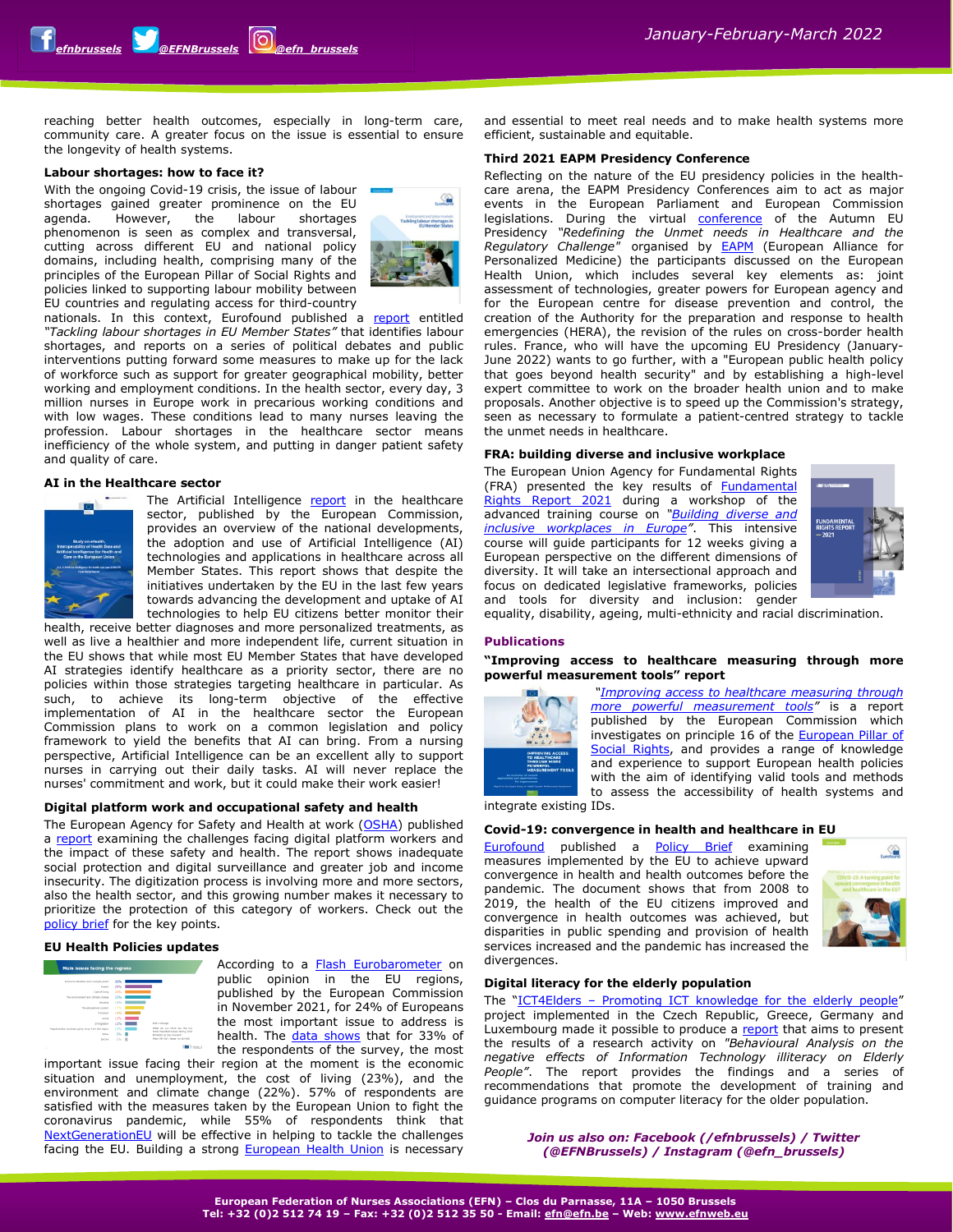reaching better health outcomes, especially in long-term care, community care. A greater focus on the issue is essential to ensure the longevity of health systems.

### Labour shortages: how to face it?

With the ongoing Covid-19 crisis, the issue of labour shortages gained greater prominence on the EU agenda. However, the labour shortages phenomenon is seen as complex and transversal, cutting across different EU and national policy domains, including health, comprising many of the principles of the European Pillar of Social Rights and policies linked to supporting labour mobility between EU countries and regulating access for third-country nationals. In this context, Eurofound published a report entitled *"Tackling labour shortages in EU Member States"* that identifies labour shortages, and reports on a series of political debates and public interventions putting forward some measures to make up for the lack of workforce such as support for greater geographical mobility, better working and employment conditions. In the health sector, every day, 3 million nurses in Europe work in precarious working conditions and with low wages. These conditions lead to many nurses leaving the profession. Labour shortages in the healthcare sector means inefficiency of the whole system, and putting in danger patient safety and quality of care.

### AI in the Healthcare sector

The Artificial Intelligence report in the healthcare sector, published by the European Commission, provides an overview of the national developments, the adoption and use of Artificial Intelligence (AI) technologies and applications in healthcare across all Member States. This report shows that despite the initiatives undertaken by the EU in the last few years towards advancing the development and uptake of AI technologies to help EU citizens better monitor their health, receive better diagnoses and more personalized treatments, as well as live a healthier and more independent life, current situation in the EU shows that while most EU Member States that have developed AI strategies identify healthcare as a priority sector, there are no policies within those strategies targeting healthcare in particular. As such, to achieve its long-term objective of the effective implementation of AI in the healthcare sector the European Commission plans to work on a common legislation and policy framework to yield the benefits that AI can bring. From a nursing perspective, Artificial Intelligence can be an excellent ally to support nurses in carrying out their daily tasks. AI will never replace the nurses' commitment and work, but it could make their work easier!

### Digital platform work and occupational safety and health

The European Agency for Safety and Health at work (OSHA) published a report examining the challenges facing digital platform workers and the impact of these safety and health. The report shows inadequate social protection and digital surveillance and greater job and income insecurity. The digitization process is involving more and more sectors, also the health sector, and this growing number makes it necessary to prioritize the protection of this category of workers. Check out the policy brief for the key points.

### EU Health Policies updates

According to a Flash Eurobarometer on public opinion in the EU regions, published by the European Commission in November 2021, for 24% of Europeans the most important issue to address is health. The data shows that for 33% of the respondents of the survey, the most important issue facing their region at the moment is the economic situation and unemployment, the cost of living (23%), and the environment and climate change (22%). 57% of respondents are satisfied with the measures taken by the European Union to fight the coronavirus pandemic, while 55% of respondents think that NextGenerationEU will be effective in helping to tackle the challenges facing the EU. Building a strong European Health Union is necessary and essential to meet real needs and to make health systems more efficient, sustainable and equitable.

### Third 2021 EAPM Presidency Conference

Reflecting on the nature of the EU presidency policies in the health-care arena, the EAPM Presidency Conferences aim to act as major events in the European Parliament and European Commission legislations. During the virtual conference of the Autumn EU Presidency *"Redefining the Unmet needs in Healthcare and the Regulatory Challenge"* organised by EAPM (European Alliance for Personalized Medicine) the participants discussed on the European Health Union, which includes several key elements as: joint assessment of technologies, greater powers for European agency and for the European centre for disease prevention and control, the creation of the Authority for the preparation and response to health emergencies (HERA), the revision of the rules on cross-border health rules. France, who will have the upcoming EU Presidency (January-June 2022) wants to go further, with a "European public health policy that goes beyond health security" and by establishing a high-level expert committee to work on the broader health union and to make proposals. Another objective is to speed up the Commission's strategy, seen as necessary to formulate a patient-centred strategy to tackle the unmet needs in healthcare.

### FRA: building diverse and inclusive workplace

The European Union Agency for Fundamental Rights (FRA) presented the key results of Fundamental Rights Report 2021 during a workshop of the advanced training course on *"Building diverse and inclusive workplaces in Europe"*. This intensive course will guide participants for 12 weeks giving a European perspective on the different dimensions of diversity. It will take an intersectional approach and focus on dedicated legislative frameworks, policies and tools for diversity and inclusion: gender equality, disability, ageing, multi-ethnicity and racial discrimination.

## Publications

### "Improving access to healthcare measuring through more powerful measurement tools" report

*"Improving access to healthcare measuring through more powerful measurement tools"* is a report published by the European Commission which investigates on principle 16 of the European Pillar of Social Rights, and provides a range of knowledge and experience to support European health policies with the aim of identifying valid tools and methods to assess the accessibility of health systems and integrate existing IDs.

### Covid-19: convergence in health and healthcare in EU

Eurofound published a Policy Brief examining measures implemented by the EU to achieve upward convergence in health and health outcomes before the pandemic. The document shows that from 2008 to 2019, the health of the EU citizens improved and convergence in health outcomes was achieved, but disparities in public spending and provision of health services increased and the pandemic has increased the divergences.

### Digital literacy for the elderly population

The "ICT4Elders – Promoting ICT knowledge for the elderly people" project implemented in the Czech Republic, Greece, Germany and Luxembourg made it possible to produce a report that aims to present the results of a research activity on *"Behavioural Analysis on the negative effects of Information Technology illiteracy on Elderly People"*. The report provides the findings and a series of recommendations that promote the development of training and guidance programs on computer literacy for the older population.

***Join us also on: Facebook (/efnbrussels) / Twitter (@EFNBrussels) / Instagram (@efn_brussels)***